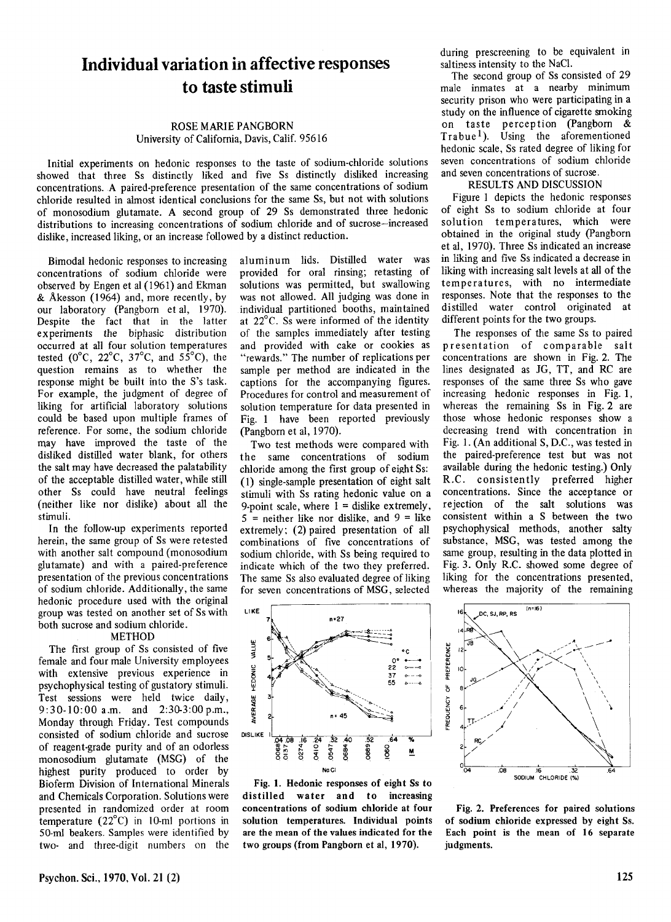# Individual variation in affective responses to taste stimuli

ROSE MARIE PANGBORN
University of California, Davis, Calif. 95616

Initial experiments on hedonic responses to the taste of sodium-chloride solutions showed that three Ss distinctly liked and five Ss distinctly disliked increasing concentrations. A paired-preference presentation of the same concentrations of sodium chloride resulted in almost identical conclusions for the same Ss, but not with solutions of monosodium glutamate. A second group of 29 Ss demonstrated three hedonic distributions to increasing concentrations of sodium chloride and of sucrose—increased dislike, increased liking, or an increase followed by a distinct reduction.

Bimodal hedonic responses to increasing concentrations of sodium chloride were observed by Engen et al (1961) and Ekman & Åkesson (1964) and, more recently, by our laboratory (Pangborn et al, 1970). Despite the fact that in the latter experiments the biphasic distribution occurred at all four solution temperatures tested (0°C, 22°C, 37°C, and 55°C), the question remains as to whether the response might be built into the S's task. For example, the judgment of degree of liking for artificial laboratory solutions could be based upon multiple frames of reference. For some, the sodium chloride may have improved the taste of the disliked distilled water blank, for others the salt may have decreased the palatability of the acceptable distilled water, while still other Ss could have neutral feelings (neither like nor dislike) about all the stimuli.

In the follow-up experiments reported herein, the same group of Ss were retested with another salt compound (monosodium glutamate) and with a paired-preference presentation of the previous concentrations of sodium chloride. Additionally, the same hedonic procedure used with the original group was tested on another set of Ss with both sucrose and sodium chloride.

## METHOD

The first group of Ss consisted of five female and four male University employees with extensive previous experience in psychophysical testing of gustatory stimuli. Test sessions were held twice daily, 9:30-10:00 a.m. and 2:30-3:00 p.m., Monday through Friday. Test compounds consisted of sodium chloride and sucrose of reagent-grade purity and of an odorless monosodium glutamate (MSG) of the highest purity produced to order by Bioferm Division of International Minerals and Chemicals Corporation. Solutions were presented in randomized order at room temperature (22°C) in 10-ml portions in 50-ml beakers. Samples were identified by two- and three-digit numbers on the aluminum lids. Distilled water was provided for oral rinsing; retasting of solutions was permitted, but swallowing was not allowed. All judging was done in individual partitioned booths, maintained at 22°C. Ss were informed of the identity of the samples immediately after testing and provided with cake or cookies as "rewards." The number of replications per sample per method are indicated in the captions for the accompanying figures. Procedures for control and measurement of solution temperature for data presented in Fig. 1 have been reported previously (Pangborn et al, 1970).

Two test methods were compared with the same concentrations of sodium chloride among the first group of eight Ss: (1) single-sample presentation of eight salt stimuli with Ss rating hedonic value on a 9-point scale, where 1 = dislike extremely, 5 = neither like nor dislike, and 9 = like extremely; (2) paired presentation of all combinations of five concentrations of sodium chloride, with Ss being required to indicate which of the two they preferred. The same Ss also evaluated degree of liking for seven concentrations of MSG, selected during prescreening to be equivalent in saltiness intensity to the NaCl.

The second group of Ss consisted of 29 male inmates at a nearby minimum security prison who were participating in a study on the influence of cigarette smoking on taste perception (Pangborn & Trabue[1]). Using the aforementioned hedonic scale, Ss rated degree of liking for seven concentrations of sodium chloride and seven concentrations of sucrose.

## RESULTS AND DISCUSSION

Figure 1 depicts the hedonic responses of eight Ss to sodium chloride at four solution temperatures, which were obtained in the original study (Pangborn et al, 1970). Three Ss indicated an increase in liking and five Ss indicated a decrease in liking with increasing salt levels at all of the temperatures, with no intermediate responses. Note that the responses to the distilled water control originated at different points for the two groups.

The responses of the same Ss to paired presentation of comparable salt concentrations are shown in Fig. 2. The lines designated as JG, TT, and RC are responses of the same three Ss who gave increasing hedonic responses in Fig. 1, whereas the remaining Ss in Fig. 2 are those whose hedonic responses show a decreasing trend with concentration in Fig. 1. (An additional S, D.C., was tested in the paired-preference test but was not available during the hedonic testing.) Only R.C. consistently preferred higher concentrations. Since the acceptance or rejection of the salt solutions was consistent within a S between the two psychophysical methods, another salty substance, MSG, was tested among the same group, resulting in the data plotted in Fig. 3. Only R.C. showed some degree of liking for the concentrations presented, whereas the majority of the remaining

Fig. 1. Hedonic responses of eight Ss to distilled water and to increasing concentrations of sodium chloride at four solution temperatures. Individual points are the mean of the values indicated for the two groups (from Pangborn et al, 1970).

Fig. 2. Preferences for paired solutions of sodium chloride expressed by eight Ss. Each point is the mean of 16 separate judgments.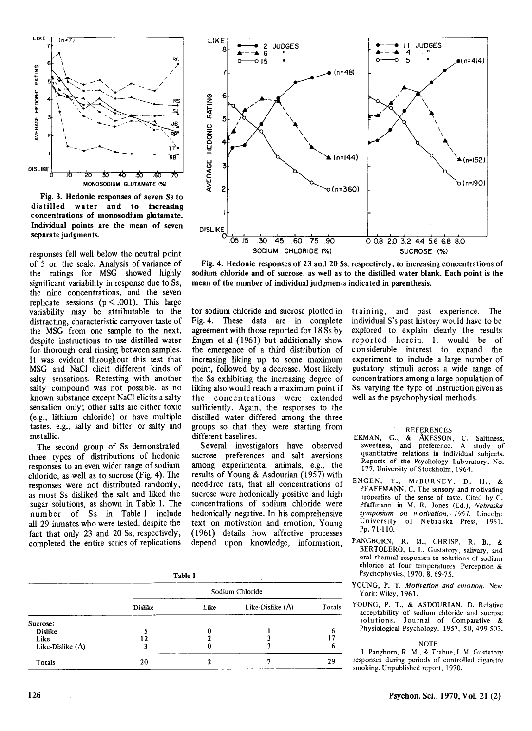LIKE
(n=7)
7
6
5
4
3
2
1
DISLIKE
AVERAGE HEDONIC RATING
RC
RS
SJ
JB
RP
TT
RB
0 .10 .20 .30 .40 .50 .60 .70
MONOSODIUM GLUTAMATE (%)

**Fig. 3. Hedonic responses of seven Ss to distilled water and to increasing concentrations of monosodium glutamate. Individual points are the mean of seven separate judgments.**

LIKE
8
7
6
5
4
3
2
1
DISLIKE
0
AVERAGE HEDONIC RATING
2 JUDGES
6 "
15 "
(n=48)
(n=144)
(n=360)
.05 .15 .30 .45 .60 .75 .90
SODIUM CHLORIDE (%)
11 JUDGES
4 "
5 "
(n=414)
(n=152)
(n=190)
0 0.8 2.0 3.2 4.4 5.6 6.8 8.0
SUCROSE (%)

**Fig. 4. Hedonic responses of 23 and 20 Ss, respectively, to increasing concentrations of sodium chloride and of sucrose, as well as to the distilled water blank. Each point is the mean of the number of individual judgments indicated in parenthesis.**

responses fell well below the neutral point of 5 on the scale. Analysis of variance of the ratings for MSG showed highly significant variability in response due to Ss, the nine concentrations, and the seven replicate sessions ($p < .001$). This large variability may be attributable to the distracting, characteristic carryover taste of the MSG from one sample to the next, despite instructions to use distilled water for thorough oral rinsing between samples. It was evident throughout this test that MSG and NaCl elicit different kinds of salty sensations. Retesting with another salty compound was not possible, as no known substance except NaCl elicits a salty sensation only; other salts are either toxic (e.g., lithium chloride) or have multiple tastes, e.g., salty and bitter, or salty and metallic.

The second group of Ss demonstrated three types of distributions of hedonic responses to an even wider range of sodium chloride, as well as to sucrose (Fig. 4). The responses were not distributed randomly, as most Ss disliked the salt and liked the sugar solutions, as shown in Table 1. The number of Ss in Table 1 include all 29 inmates who were tested, despite the fact that only 23 and 20 Ss, respectively, completed the entire series of replications for sodium chloride and sucrose plotted in Fig. 4. These data are in complete agreement with those reported for 18 Ss by Engen et al (1961) but additionally show the emergence of a third distribution of increasing liking up to some maximum point, followed by a decrease. Most likely the Ss exhibiting the increasing degree of liking also would reach a maximum point if the concentrations were extended sufficiently. Again, the responses to the distilled water differed among the three groups so that they were starting from different baselines.

Several investigators have observed sucrose preferences and salt aversions among experimental animals, e.g., the results of Young & Asdourian (1957) with need-free rats, that all concentrations of sucrose were hedonically positive and high concentrations of sodium chloride were hedonically negative. In his comprehensive text on motivation and emotion, Young (1961) details how affective processes depend upon knowledge, information, training, and past experience. The individual S's past history would have to be explored to explain clearly the results reported herein. It would be of considerable interest to expand the experiment to include a large number of gustatory stimuli across a wide range of concentrations among a large population of Ss, varying the type of instruction given as well as the psychophysical methods.

Table 1

| | Sodium Chloride | | | |
|---|---|---|---|---|
| | Dislike | Like | Like-Dislike (Λ) | Totals |
| Sucrose: | | | | |
| Dislike | 5 | 0 | 1 | 6 |
| Like | 12 | 2 | 3 | 17 |
| Like-Dislike (Λ) | 3 | 0 | 3 | 6 |
| Totals | 20 | 2 | 7 | 29 |

## REFERENCES

EKMAN, G., & ÅKESSON, C. Saltiness, sweetness, and preference. A study of quantitative relations in individual subjects. Reports of the Psychology Laboratory, No. 177, University of Stockholm, 1964.

ENGEN, T., McBURNEY, D. H., & PFAFFMANN, C. The sensory and motivating properties of the sense of taste. Cited by C. Pfaffmann in M. R. Jones (Ed.), *Nebraska symposium on motivation, 1961.* Lincoln: University of Nebraska Press, 1961. Pp. 71-110.

PANGBORN, R. M., CHRISP, R. B., & BERTOLERO, L. L. Gustatory, salivary, and oral thermal responses to solutions of sodium chloride at four temperatures. Perception & Psychophysics, 1970, 8, 69-75.

YOUNG, P. T. *Motivation and emotion.* New York: Wiley, 1961.

YOUNG, P. T., & ASDOURIAN, D. Relative acceptability of sodium chloride and sucrose solutions. Journal of Comparative & Physiological Psychology, 1957, 50, 499-503.

## NOTE

1. Pangborn, R. M., & Trabue, I. M. Gustatory responses during periods of controlled cigarette smoking. Unpublished report, 1970.